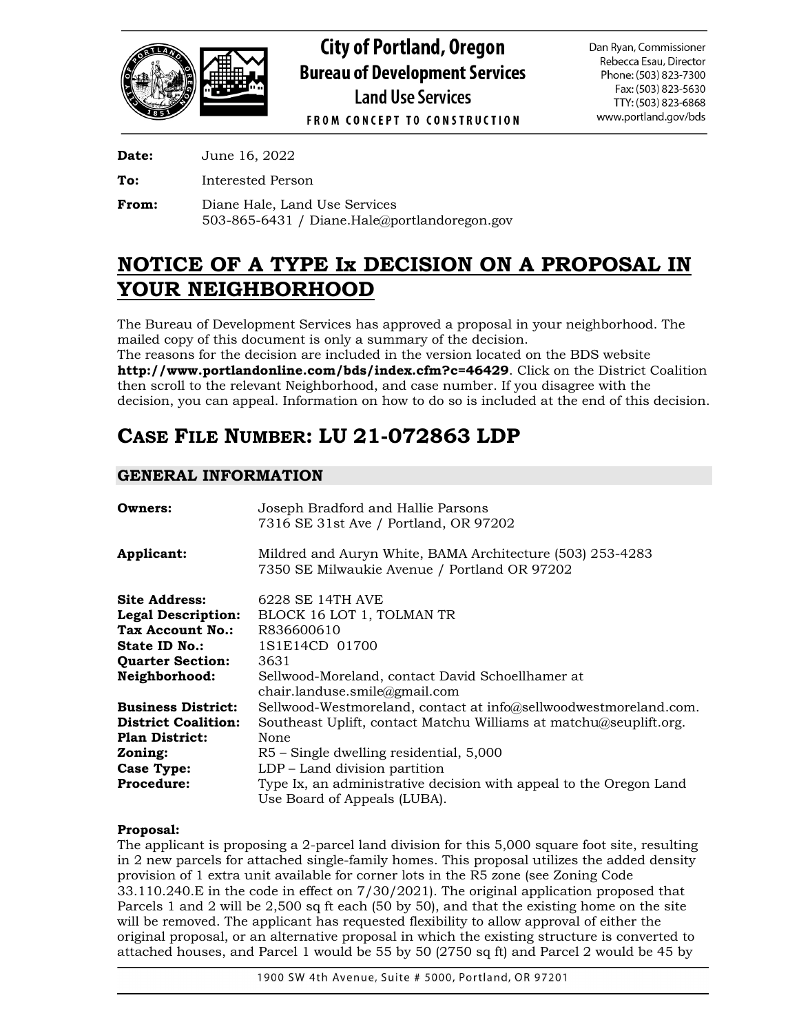**City of Portland, Oregon**
**Bureau of Development Services**
**Land Use Services**
FROM CONCEPT TO CONSTRUCTION

Dan Ryan, Commissioner
Rebecca Esau, Director
Phone: (503) 823-7300
Fax: (503) 823-5630
TTY: (503) 823-6868
www.portland.gov/bds

**Date:** June 16, 2022

**To:** Interested Person

**From:** Diane Hale, Land Use Services
503-865-6431 / Diane.Hale@portlandoregon.gov

# NOTICE OF A TYPE Ix DECISION ON A PROPOSAL IN YOUR NEIGHBORHOOD

The Bureau of Development Services has approved a proposal in your neighborhood. The mailed copy of this document is only a summary of the decision.
The reasons for the decision are included in the version located on the BDS website **http://www.portlandonline.com/bds/index.cfm?c=46429**. Click on the District Coalition then scroll to the relevant Neighborhood, and case number. If you disagree with the decision, you can appeal. Information on how to do so is included at the end of this decision.

## CASE FILE NUMBER: LU 21-072863 LDP

### GENERAL INFORMATION

**Owners:** Joseph Bradford and Hallie Parsons
7316 SE 31st Ave / Portland, OR 97202

**Applicant:** Mildred and Auryn White, BAMA Architecture (503) 253-4283
7350 SE Milwaukie Avenue / Portland OR 97202

**Site Address:** 6228 SE 14TH AVE
**Legal Description:** BLOCK 16 LOT 1, TOLMAN TR
**Tax Account No.:** R836600610
**State ID No.:** 1S1E14CD 01700
**Quarter Section:** 3631
**Neighborhood:** Sellwood-Moreland, contact David Schoellhamer at chair.landuse.smile@gmail.com
**Business District:** Sellwood-Westmoreland, contact at info@sellwoodwestmoreland.com.
**District Coalition:** Southeast Uplift, contact Matchu Williams at matchu@seuplift.org.
**Plan District:** None
**Zoning:** R5 – Single dwelling residential, 5,000
**Case Type:** LDP – Land division partition
**Procedure:** Type Ix, an administrative decision with appeal to the Oregon Land Use Board of Appeals (LUBA).

**Proposal:**
The applicant is proposing a 2-parcel land division for this 5,000 square foot site, resulting in 2 new parcels for attached single-family homes. This proposal utilizes the added density provision of 1 extra unit available for corner lots in the R5 zone (see Zoning Code 33.110.240.E in the code in effect on 7/30/2021). The original application proposed that Parcels 1 and 2 will be 2,500 sq ft each (50 by 50), and that the existing home on the site will be removed. The applicant has requested flexibility to allow approval of either the original proposal, or an alternative proposal in which the existing structure is converted to attached houses, and Parcel 1 would be 55 by 50 (2750 sq ft) and Parcel 2 would be 45 by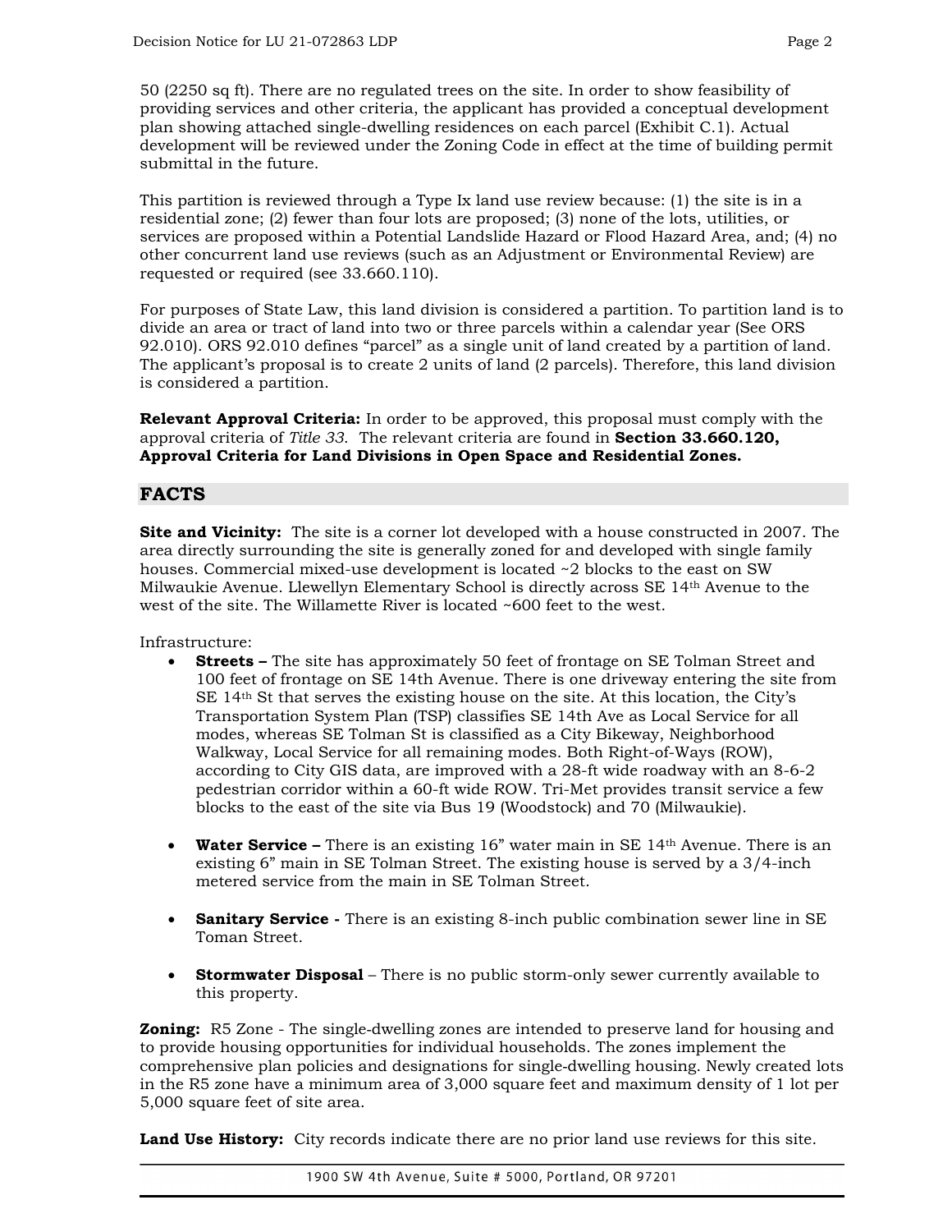50 (2250 sq ft). There are no regulated trees on the site. In order to show feasibility of providing services and other criteria, the applicant has provided a conceptual development plan showing attached single-dwelling residences on each parcel (Exhibit C.1). Actual development will be reviewed under the Zoning Code in effect at the time of building permit submittal in the future.

This partition is reviewed through a Type Ix land use review because: (1) the site is in a residential zone; (2) fewer than four lots are proposed; (3) none of the lots, utilities, or services are proposed within a Potential Landslide Hazard or Flood Hazard Area, and; (4) no other concurrent land use reviews (such as an Adjustment or Environmental Review) are requested or required (see 33.660.110).

For purposes of State Law, this land division is considered a partition. To partition land is to divide an area or tract of land into two or three parcels within a calendar year (See ORS 92.010). ORS 92.010 defines "parcel" as a single unit of land created by a partition of land. The applicant's proposal is to create 2 units of land (2 parcels). Therefore, this land division is considered a partition.

**Relevant Approval Criteria:** In order to be approved, this proposal must comply with the approval criteria of *Title 33*. The relevant criteria are found in **Section 33.660.120, Approval Criteria for Land Divisions in Open Space and Residential Zones.**

## FACTS

**Site and Vicinity:** The site is a corner lot developed with a house constructed in 2007. The area directly surrounding the site is generally zoned for and developed with single family houses. Commercial mixed-use development is located ~2 blocks to the east on SW Milwaukie Avenue. Llewellyn Elementary School is directly across SE 14th Avenue to the west of the site. The Willamette River is located ~600 feet to the west.

Infrastructure:

- **Streets –** The site has approximately 50 feet of frontage on SE Tolman Street and 100 feet of frontage on SE 14th Avenue. There is one driveway entering the site from SE 14th St that serves the existing house on the site. At this location, the City's Transportation System Plan (TSP) classifies SE 14th Ave as Local Service for all modes, whereas SE Tolman St is classified as a City Bikeway, Neighborhood Walkway, Local Service for all remaining modes. Both Right-of-Ways (ROW), according to City GIS data, are improved with a 28-ft wide roadway with an 8-6-2 pedestrian corridor within a 60-ft wide ROW. Tri-Met provides transit service a few blocks to the east of the site via Bus 19 (Woodstock) and 70 (Milwaukie).

- **Water Service –** There is an existing 16" water main in SE 14th Avenue. There is an existing 6" main in SE Tolman Street. The existing house is served by a 3/4-inch metered service from the main in SE Tolman Street.

- **Sanitary Service -** There is an existing 8-inch public combination sewer line in SE Toman Street.

- **Stormwater Disposal** – There is no public storm-only sewer currently available to this property.

**Zoning:** R5 Zone - The single-dwelling zones are intended to preserve land for housing and to provide housing opportunities for individual households. The zones implement the comprehensive plan policies and designations for single-dwelling housing. Newly created lots in the R5 zone have a minimum area of 3,000 square feet and maximum density of 1 lot per 5,000 square feet of site area.

**Land Use History:** City records indicate there are no prior land use reviews for this site.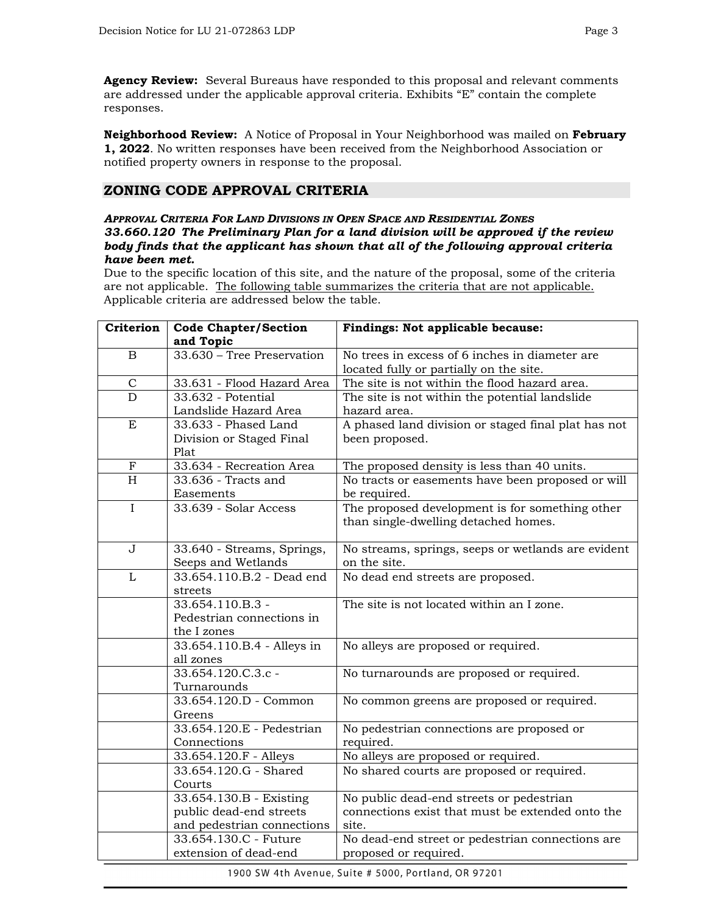**Agency Review:** Several Bureaus have responded to this proposal and relevant comments are addressed under the applicable approval criteria. Exhibits "E" contain the complete responses.

**Neighborhood Review:** A Notice of Proposal in Your Neighborhood was mailed on **February 1, 2022**. No written responses have been received from the Neighborhood Association or notified property owners in response to the proposal.

## ZONING CODE APPROVAL CRITERIA

***APPROVAL CRITERIA FOR LAND DIVISIONS IN OPEN SPACE AND RESIDENTIAL ZONES***
***33.660.120 The Preliminary Plan for a land division will be approved if the review body finds that the applicant has shown that all of the following approval criteria have been met.***

Due to the specific location of this site, and the nature of the proposal, some of the criteria are not applicable. The following table summarizes the criteria that are not applicable. Applicable criteria are addressed below the table.

| Criterion | Code Chapter/Section and Topic | Findings: Not applicable because: |
|---|---|---|
| B | 33.630 – Tree Preservation | No trees in excess of 6 inches in diameter are located fully or partially on the site. |
| C | 33.631 - Flood Hazard Area | The site is not within the flood hazard area. |
| D | 33.632 - Potential Landslide Hazard Area | The site is not within the potential landslide hazard area. |
| E | 33.633 - Phased Land Division or Staged Final Plat | A phased land division or staged final plat has not been proposed. |
| F | 33.634 - Recreation Area | The proposed density is less than 40 units. |
| H | 33.636 - Tracts and Easements | No tracts or easements have been proposed or will be required. |
| I | 33.639 - Solar Access | The proposed development is for something other than single-dwelling detached homes. |
| J | 33.640 - Streams, Springs, Seeps and Wetlands | No streams, springs, seeps or wetlands are evident on the site. |
| L | 33.654.110.B.2 - Dead end streets | No dead end streets are proposed. |
| | 33.654.110.B.3 - Pedestrian connections in the I zones | The site is not located within an I zone. |
| | 33.654.110.B.4 - Alleys in all zones | No alleys are proposed or required. |
| | 33.654.120.C.3.c - Turnarounds | No turnarounds are proposed or required. |
| | 33.654.120.D - Common Greens | No common greens are proposed or required. |
| | 33.654.120.E - Pedestrian Connections | No pedestrian connections are proposed or required. |
| | 33.654.120.F - Alleys | No alleys are proposed or required. |
| | 33.654.120.G - Shared Courts | No shared courts are proposed or required. |
| | 33.654.130.B - Existing public dead-end streets and pedestrian connections | No public dead-end streets or pedestrian connections exist that must be extended onto the site. |
| | 33.654.130.C - Future extension of dead-end | No dead-end street or pedestrian connections are proposed or required. |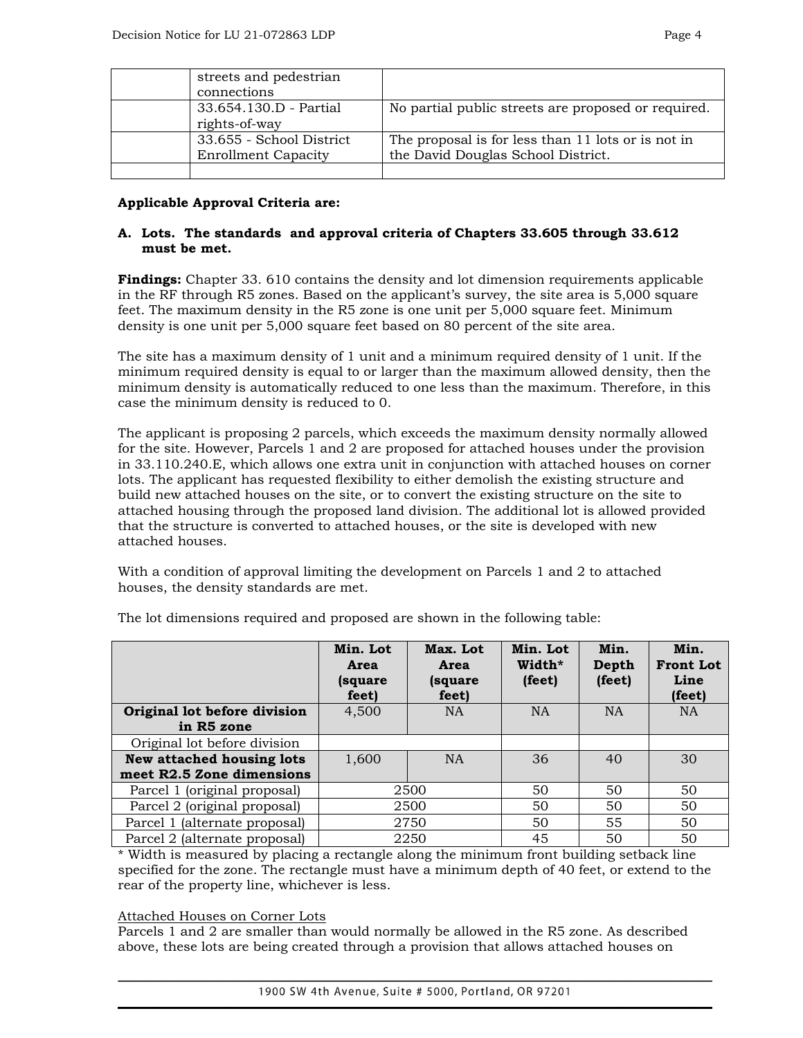| | streets and pedestrian connections | |
|---|---|---|
| | 33.654.130.D - Partial rights-of-way | No partial public streets are proposed or required. |
| | 33.655 - School District Enrollment Capacity | The proposal is for less than 11 lots or is not in the David Douglas School District. |
| | | |

**Applicable Approval Criteria are:**

**A. Lots. The standards and approval criteria of Chapters 33.605 through 33.612 must be met.**

**Findings:** Chapter 33. 610 contains the density and lot dimension requirements applicable in the RF through R5 zones. Based on the applicant's survey, the site area is 5,000 square feet. The maximum density in the R5 zone is one unit per 5,000 square feet. Minimum density is one unit per 5,000 square feet based on 80 percent of the site area.

The site has a maximum density of 1 unit and a minimum required density of 1 unit. If the minimum required density is equal to or larger than the maximum allowed density, then the minimum density is automatically reduced to one less than the maximum. Therefore, in this case the minimum density is reduced to 0.

The applicant is proposing 2 parcels, which exceeds the maximum density normally allowed for the site. However, Parcels 1 and 2 are proposed for attached houses under the provision in 33.110.240.E, which allows one extra unit in conjunction with attached houses on corner lots. The applicant has requested flexibility to either demolish the existing structure and build new attached houses on the site, or to convert the existing structure on the site to attached housing through the proposed land division. The additional lot is allowed provided that the structure is converted to attached houses, or the site is developed with new attached houses.

With a condition of approval limiting the development on Parcels 1 and 2 to attached houses, the density standards are met.

The lot dimensions required and proposed are shown in the following table:

| | Min. Lot Area (square feet) | Max. Lot Area (square feet) | Min. Lot Width* (feet) | Min. Depth (feet) | Min. Front Lot Line (feet) |
|---|---|---|---|---|---|
| **Original lot before division in R5 zone** | 4,500 | NA | NA | NA | NA |
| Original lot before division | | | | | |
| **New attached housing lots meet R2.5 Zone dimensions** | 1,600 | NA | 36 | 40 | 30 |
| Parcel 1 (original proposal) | 2500 | | 50 | 50 | 50 |
| Parcel 2 (original proposal) | 2500 | | 50 | 50 | 50 |
| Parcel 1 (alternate proposal) | 2750 | | 50 | 55 | 50 |
| Parcel 2 (alternate proposal) | 2250 | | 45 | 50 | 50 |

* Width is measured by placing a rectangle along the minimum front building setback line specified for the zone. The rectangle must have a minimum depth of 40 feet, or extend to the rear of the property line, whichever is less.

Attached Houses on Corner Lots

Parcels 1 and 2 are smaller than would normally be allowed in the R5 zone. As described above, these lots are being created through a provision that allows attached houses on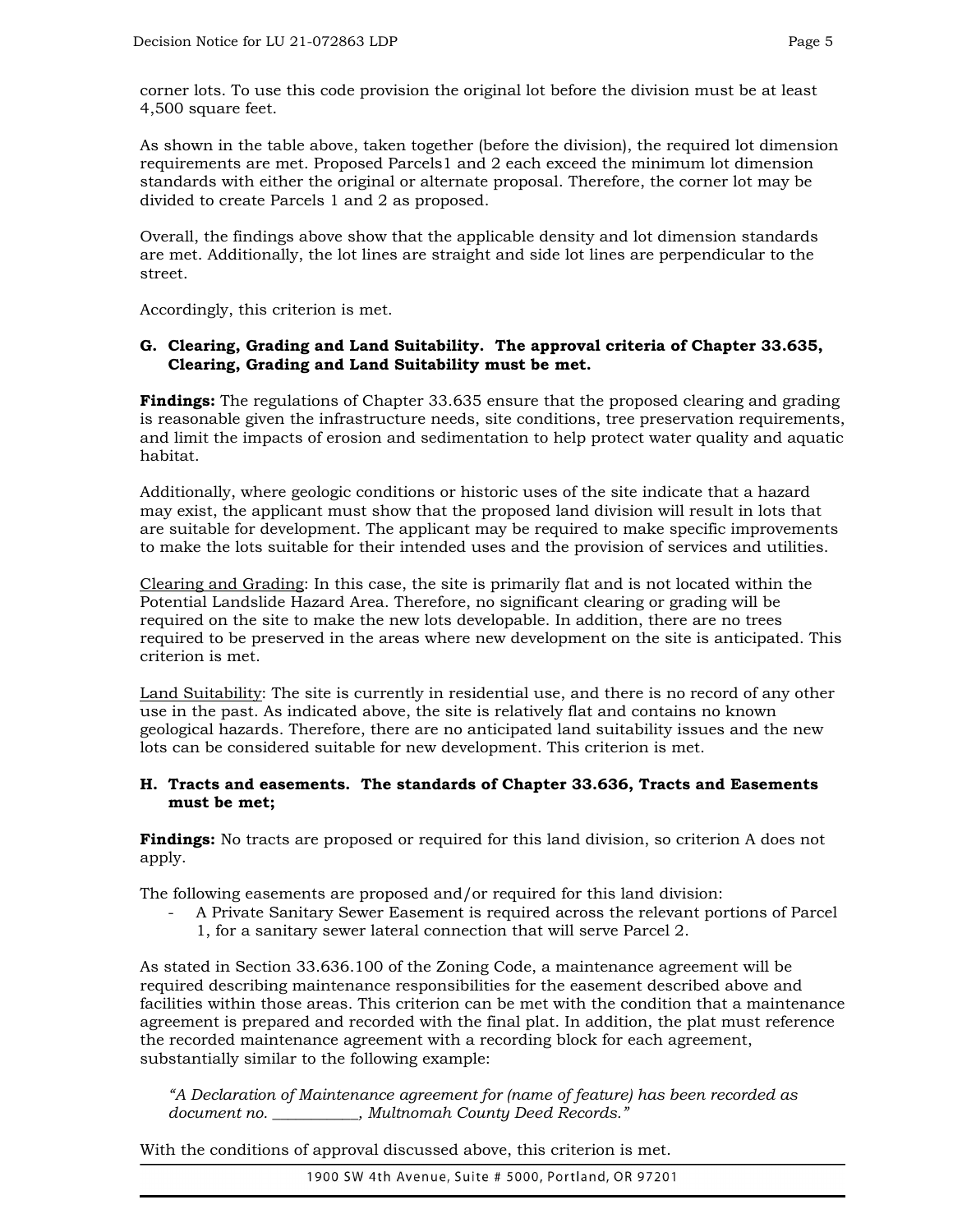corner lots. To use this code provision the original lot before the division must be at least 4,500 square feet.

As shown in the table above, taken together (before the division), the required lot dimension requirements are met. Proposed Parcels1 and 2 each exceed the minimum lot dimension standards with either the original or alternate proposal. Therefore, the corner lot may be divided to create Parcels 1 and 2 as proposed.

Overall, the findings above show that the applicable density and lot dimension standards are met. Additionally, the lot lines are straight and side lot lines are perpendicular to the street.

Accordingly, this criterion is met.

**G. Clearing, Grading and Land Suitability. The approval criteria of Chapter 33.635, Clearing, Grading and Land Suitability must be met.**

**Findings:** The regulations of Chapter 33.635 ensure that the proposed clearing and grading is reasonable given the infrastructure needs, site conditions, tree preservation requirements, and limit the impacts of erosion and sedimentation to help protect water quality and aquatic habitat.

Additionally, where geologic conditions or historic uses of the site indicate that a hazard may exist, the applicant must show that the proposed land division will result in lots that are suitable for development. The applicant may be required to make specific improvements to make the lots suitable for their intended uses and the provision of services and utilities.

Clearing and Grading: In this case, the site is primarily flat and is not located within the Potential Landslide Hazard Area. Therefore, no significant clearing or grading will be required on the site to make the new lots developable. In addition, there are no trees required to be preserved in the areas where new development on the site is anticipated. This criterion is met.

Land Suitability: The site is currently in residential use, and there is no record of any other use in the past. As indicated above, the site is relatively flat and contains no known geological hazards. Therefore, there are no anticipated land suitability issues and the new lots can be considered suitable for new development. This criterion is met.

**H. Tracts and easements. The standards of Chapter 33.636, Tracts and Easements must be met;**

**Findings:** No tracts are proposed or required for this land division, so criterion A does not apply.

The following easements are proposed and/or required for this land division:

- A Private Sanitary Sewer Easement is required across the relevant portions of Parcel 1, for a sanitary sewer lateral connection that will serve Parcel 2.

As stated in Section 33.636.100 of the Zoning Code, a maintenance agreement will be required describing maintenance responsibilities for the easement described above and facilities within those areas. This criterion can be met with the condition that a maintenance agreement is prepared and recorded with the final plat. In addition, the plat must reference the recorded maintenance agreement with a recording block for each agreement, substantially similar to the following example:

*"A Declaration of Maintenance agreement for (name of feature) has been recorded as document no. ___________, Multnomah County Deed Records."*

With the conditions of approval discussed above, this criterion is met.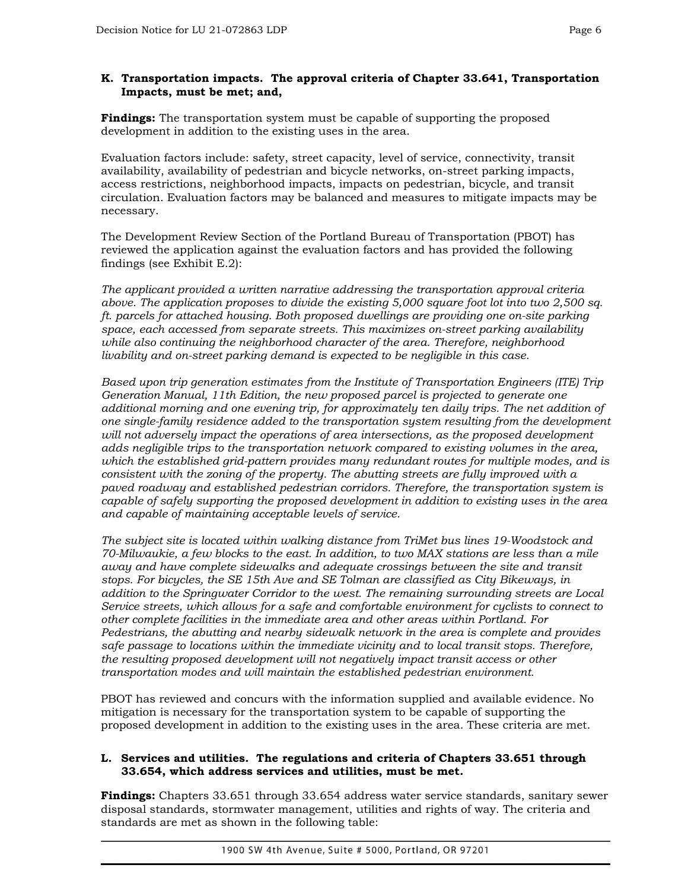**K. Transportation impacts. The approval criteria of Chapter 33.641, Transportation Impacts, must be met; and,**

**Findings:** The transportation system must be capable of supporting the proposed development in addition to the existing uses in the area.

Evaluation factors include: safety, street capacity, level of service, connectivity, transit availability, availability of pedestrian and bicycle networks, on-street parking impacts, access restrictions, neighborhood impacts, impacts on pedestrian, bicycle, and transit circulation. Evaluation factors may be balanced and measures to mitigate impacts may be necessary.

The Development Review Section of the Portland Bureau of Transportation (PBOT) has reviewed the application against the evaluation factors and has provided the following findings (see Exhibit E.2):

*The applicant provided a written narrative addressing the transportation approval criteria above. The application proposes to divide the existing 5,000 square foot lot into two 2,500 sq. ft. parcels for attached housing. Both proposed dwellings are providing one on-site parking space, each accessed from separate streets. This maximizes on-street parking availability while also continuing the neighborhood character of the area. Therefore, neighborhood livability and on-street parking demand is expected to be negligible in this case.*

*Based upon trip generation estimates from the Institute of Transportation Engineers (ITE) Trip Generation Manual, 11th Edition, the new proposed parcel is projected to generate one additional morning and one evening trip, for approximately ten daily trips. The net addition of one single-family residence added to the transportation system resulting from the development will not adversely impact the operations of area intersections, as the proposed development adds negligible trips to the transportation network compared to existing volumes in the area, which the established grid-pattern provides many redundant routes for multiple modes, and is consistent with the zoning of the property. The abutting streets are fully improved with a paved roadway and established pedestrian corridors. Therefore, the transportation system is capable of safely supporting the proposed development in addition to existing uses in the area and capable of maintaining acceptable levels of service.*

*The subject site is located within walking distance from TriMet bus lines 19-Woodstock and 70-Milwaukie, a few blocks to the east. In addition, to two MAX stations are less than a mile away and have complete sidewalks and adequate crossings between the site and transit stops. For bicycles, the SE 15th Ave and SE Tolman are classified as City Bikeways, in addition to the Springwater Corridor to the west. The remaining surrounding streets are Local Service streets, which allows for a safe and comfortable environment for cyclists to connect to other complete facilities in the immediate area and other areas within Portland. For Pedestrians, the abutting and nearby sidewalk network in the area is complete and provides safe passage to locations within the immediate vicinity and to local transit stops. Therefore, the resulting proposed development will not negatively impact transit access or other transportation modes and will maintain the established pedestrian environment.*

PBOT has reviewed and concurs with the information supplied and available evidence. No mitigation is necessary for the transportation system to be capable of supporting the proposed development in addition to the existing uses in the area. These criteria are met.

**L. Services and utilities. The regulations and criteria of Chapters 33.651 through 33.654, which address services and utilities, must be met.**

**Findings:** Chapters 33.651 through 33.654 address water service standards, sanitary sewer disposal standards, stormwater management, utilities and rights of way. The criteria and standards are met as shown in the following table: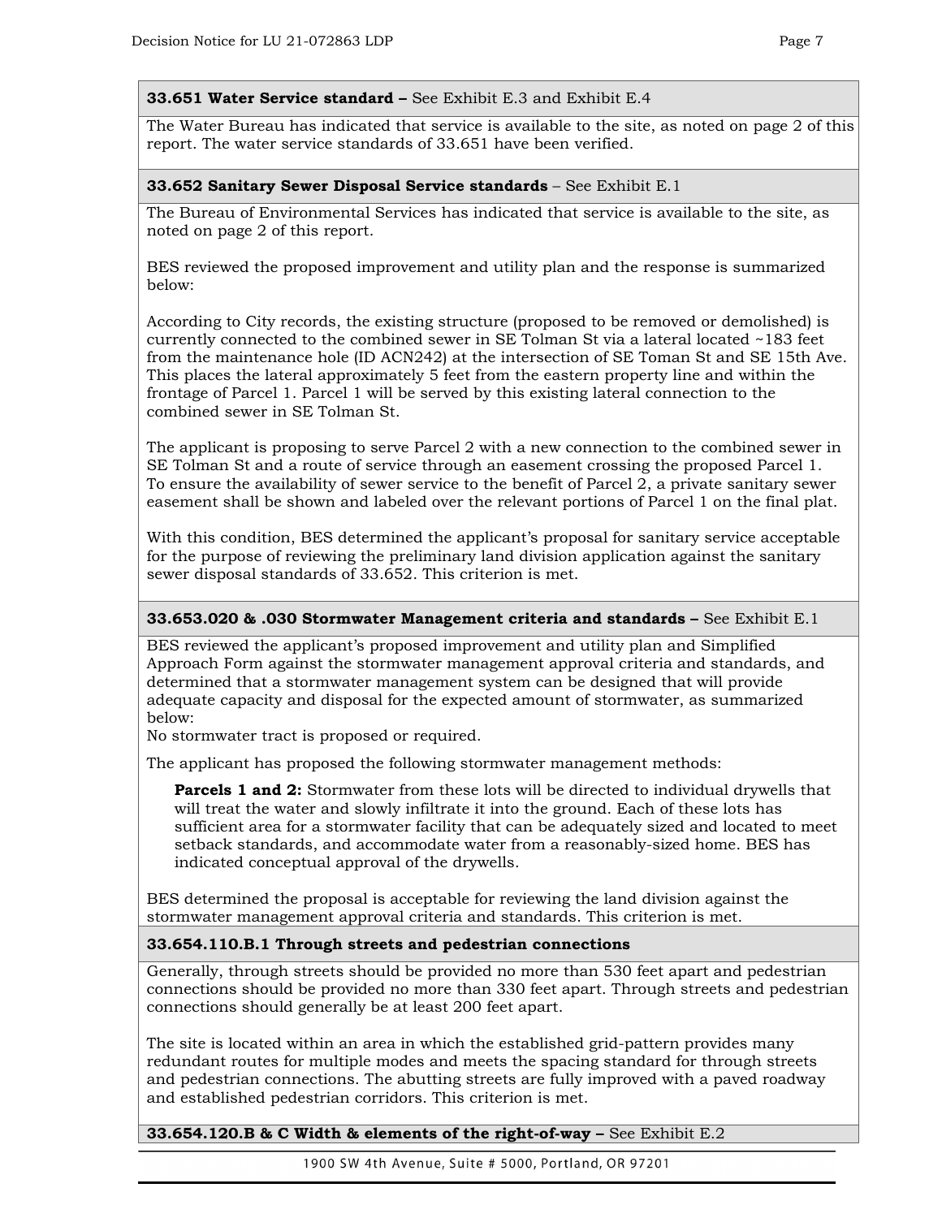**33.651 Water Service standard –** See Exhibit E.3 and Exhibit E.4

The Water Bureau has indicated that service is available to the site, as noted on page 2 of this report. The water service standards of 33.651 have been verified.

**33.652 Sanitary Sewer Disposal Service standards** – See Exhibit E.1

The Bureau of Environmental Services has indicated that service is available to the site, as noted on page 2 of this report.

BES reviewed the proposed improvement and utility plan and the response is summarized below:

According to City records, the existing structure (proposed to be removed or demolished) is currently connected to the combined sewer in SE Tolman St via a lateral located ~183 feet from the maintenance hole (ID ACN242) at the intersection of SE Toman St and SE 15th Ave. This places the lateral approximately 5 feet from the eastern property line and within the frontage of Parcel 1. Parcel 1 will be served by this existing lateral connection to the combined sewer in SE Tolman St.

The applicant is proposing to serve Parcel 2 with a new connection to the combined sewer in SE Tolman St and a route of service through an easement crossing the proposed Parcel 1. To ensure the availability of sewer service to the benefit of Parcel 2, a private sanitary sewer easement shall be shown and labeled over the relevant portions of Parcel 1 on the final plat.

With this condition, BES determined the applicant's proposal for sanitary service acceptable for the purpose of reviewing the preliminary land division application against the sanitary sewer disposal standards of 33.652. This criterion is met.

**33.653.020 & .030 Stormwater Management criteria and standards –** See Exhibit E.1

BES reviewed the applicant's proposed improvement and utility plan and Simplified Approach Form against the stormwater management approval criteria and standards, and determined that a stormwater management system can be designed that will provide adequate capacity and disposal for the expected amount of stormwater, as summarized below:
No stormwater tract is proposed or required.

The applicant has proposed the following stormwater management methods:

> **Parcels 1 and 2:** Stormwater from these lots will be directed to individual drywells that will treat the water and slowly infiltrate it into the ground. Each of these lots has sufficient area for a stormwater facility that can be adequately sized and located to meet setback standards, and accommodate water from a reasonably-sized home. BES has indicated conceptual approval of the drywells.

BES determined the proposal is acceptable for reviewing the land division against the stormwater management approval criteria and standards. This criterion is met.

**33.654.110.B.1 Through streets and pedestrian connections**

Generally, through streets should be provided no more than 530 feet apart and pedestrian connections should be provided no more than 330 feet apart. Through streets and pedestrian connections should generally be at least 200 feet apart.

The site is located within an area in which the established grid-pattern provides many redundant routes for multiple modes and meets the spacing standard for through streets and pedestrian connections. The abutting streets are fully improved with a paved roadway and established pedestrian corridors. This criterion is met.

**33.654.120.B & C Width & elements of the right-of-way –** See Exhibit E.2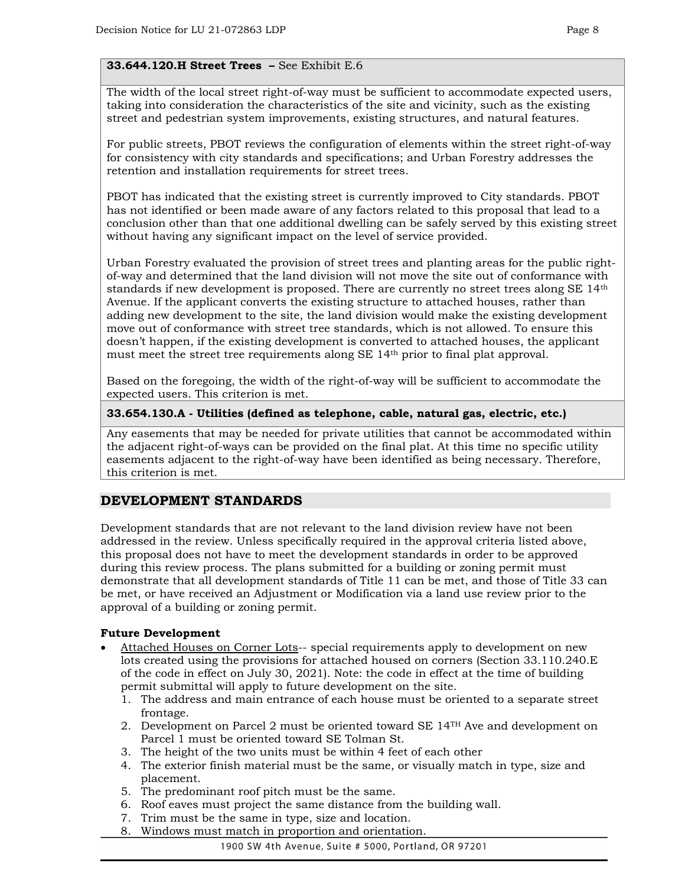**33.644.120.H Street Trees –** See Exhibit E.6

The width of the local street right-of-way must be sufficient to accommodate expected users, taking into consideration the characteristics of the site and vicinity, such as the existing street and pedestrian system improvements, existing structures, and natural features.

For public streets, PBOT reviews the configuration of elements within the street right-of-way for consistency with city standards and specifications; and Urban Forestry addresses the retention and installation requirements for street trees.

PBOT has indicated that the existing street is currently improved to City standards. PBOT has not identified or been made aware of any factors related to this proposal that lead to a conclusion other than that one additional dwelling can be safely served by this existing street without having any significant impact on the level of service provided.

Urban Forestry evaluated the provision of street trees and planting areas for the public right-of-way and determined that the land division will not move the site out of conformance with standards if new development is proposed. There are currently no street trees along SE 14th Avenue. If the applicant converts the existing structure to attached houses, rather than adding new development to the site, the land division would make the existing development move out of conformance with street tree standards, which is not allowed. To ensure this doesn't happen, if the existing development is converted to attached houses, the applicant must meet the street tree requirements along SE 14th prior to final plat approval.

Based on the foregoing, the width of the right-of-way will be sufficient to accommodate the expected users. This criterion is met.

**33.654.130.A - Utilities (defined as telephone, cable, natural gas, electric, etc.)**

Any easements that may be needed for private utilities that cannot be accommodated within the adjacent right-of-ways can be provided on the final plat. At this time no specific utility easements adjacent to the right-of-way have been identified as being necessary. Therefore, this criterion is met.

## DEVELOPMENT STANDARDS

Development standards that are not relevant to the land division review have not been addressed in the review. Unless specifically required in the approval criteria listed above, this proposal does not have to meet the development standards in order to be approved during this review process. The plans submitted for a building or zoning permit must demonstrate that all development standards of Title 11 can be met, and those of Title 33 can be met, or have received an Adjustment or Modification via a land use review prior to the approval of a building or zoning permit.

**Future Development**

- Attached Houses on Corner Lots-- special requirements apply to development on new lots created using the provisions for attached housed on corners (Section 33.110.240.E of the code in effect on July 30, 2021). Note: the code in effect at the time of building permit submittal will apply to future development on the site.
  1. The address and main entrance of each house must be oriented to a separate street frontage.
  2. Development on Parcel 2 must be oriented toward SE 14TH Ave and development on Parcel 1 must be oriented toward SE Tolman St.
  3. The height of the two units must be within 4 feet of each other
  4. The exterior finish material must be the same, or visually match in type, size and placement.
  5. The predominant roof pitch must be the same.
  6. Roof eaves must project the same distance from the building wall.
  7. Trim must be the same in type, size and location.
  8. Windows must match in proportion and orientation.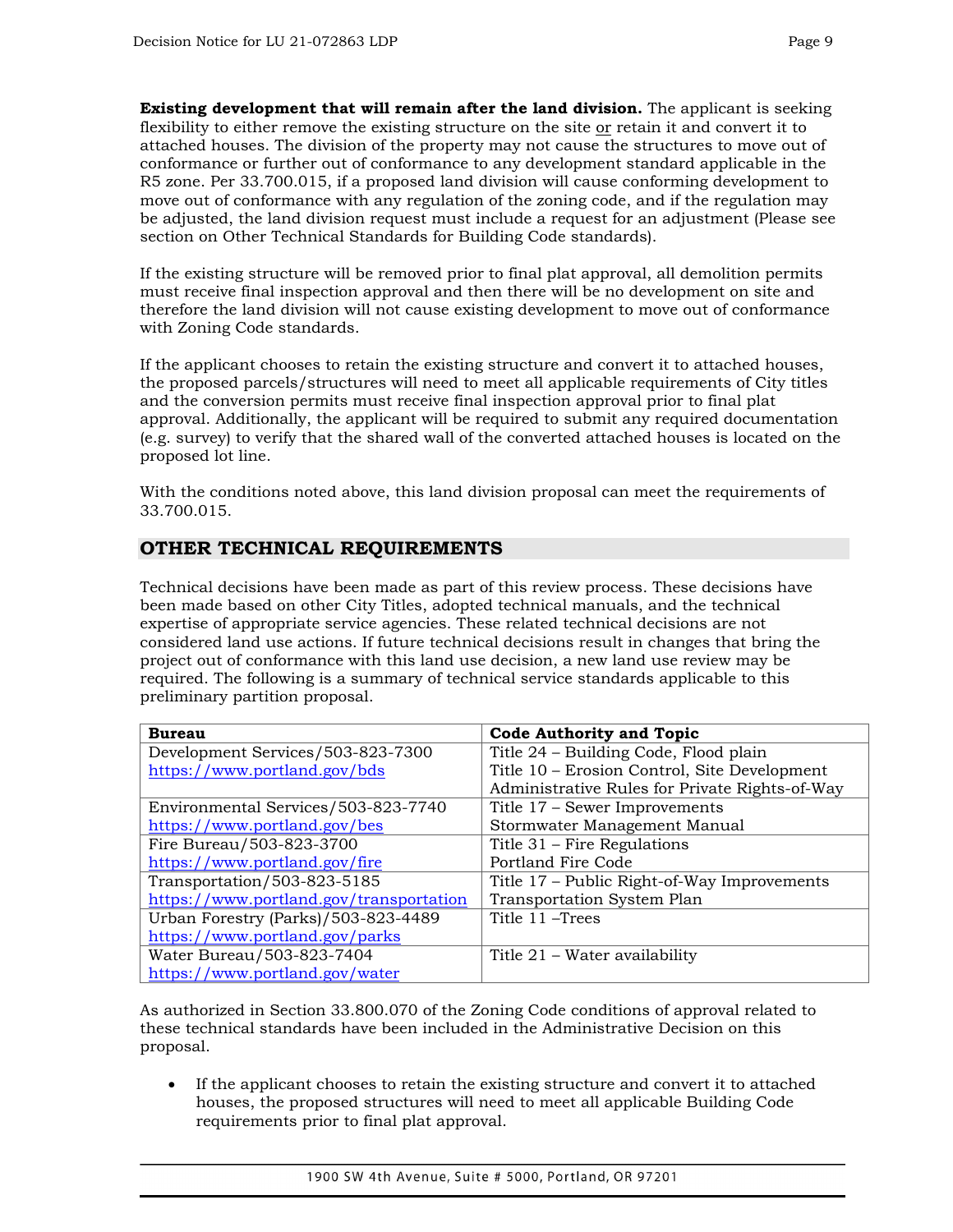**Existing development that will remain after the land division.** The applicant is seeking flexibility to either remove the existing structure on the site or retain it and convert it to attached houses. The division of the property may not cause the structures to move out of conformance or further out of conformance to any development standard applicable in the R5 zone. Per 33.700.015, if a proposed land division will cause conforming development to move out of conformance with any regulation of the zoning code, and if the regulation may be adjusted, the land division request must include a request for an adjustment (Please see section on Other Technical Standards for Building Code standards).

If the existing structure will be removed prior to final plat approval, all demolition permits must receive final inspection approval and then there will be no development on site and therefore the land division will not cause existing development to move out of conformance with Zoning Code standards.

If the applicant chooses to retain the existing structure and convert it to attached houses, the proposed parcels/structures will need to meet all applicable requirements of City titles and the conversion permits must receive final inspection approval prior to final plat approval. Additionally, the applicant will be required to submit any required documentation (e.g. survey) to verify that the shared wall of the converted attached houses is located on the proposed lot line.

With the conditions noted above, this land division proposal can meet the requirements of 33.700.015.

## OTHER TECHNICAL REQUIREMENTS

Technical decisions have been made as part of this review process. These decisions have been made based on other City Titles, adopted technical manuals, and the technical expertise of appropriate service agencies. These related technical decisions are not considered land use actions. If future technical decisions result in changes that bring the project out of conformance with this land use decision, a new land use review may be required. The following is a summary of technical service standards applicable to this preliminary partition proposal.

| Bureau | Code Authority and Topic |
|---|---|
| Development Services/503-823-7300<br>https://www.portland.gov/bds | Title 24 – Building Code, Flood plain<br>Title 10 – Erosion Control, Site Development<br>Administrative Rules for Private Rights-of-Way |
| Environmental Services/503-823-7740<br>https://www.portland.gov/bes | Title 17 – Sewer Improvements<br>Stormwater Management Manual |
| Fire Bureau/503-823-3700<br>https://www.portland.gov/fire | Title 31 – Fire Regulations<br>Portland Fire Code |
| Transportation/503-823-5185<br>https://www.portland.gov/transportation | Title 17 – Public Right-of-Way Improvements<br>Transportation System Plan |
| Urban Forestry (Parks)/503-823-4489<br>https://www.portland.gov/parks | Title 11 –Trees |
| Water Bureau/503-823-7404<br>https://www.portland.gov/water | Title 21 – Water availability |

As authorized in Section 33.800.070 of the Zoning Code conditions of approval related to these technical standards have been included in the Administrative Decision on this proposal.

- If the applicant chooses to retain the existing structure and convert it to attached houses, the proposed structures will need to meet all applicable Building Code requirements prior to final plat approval.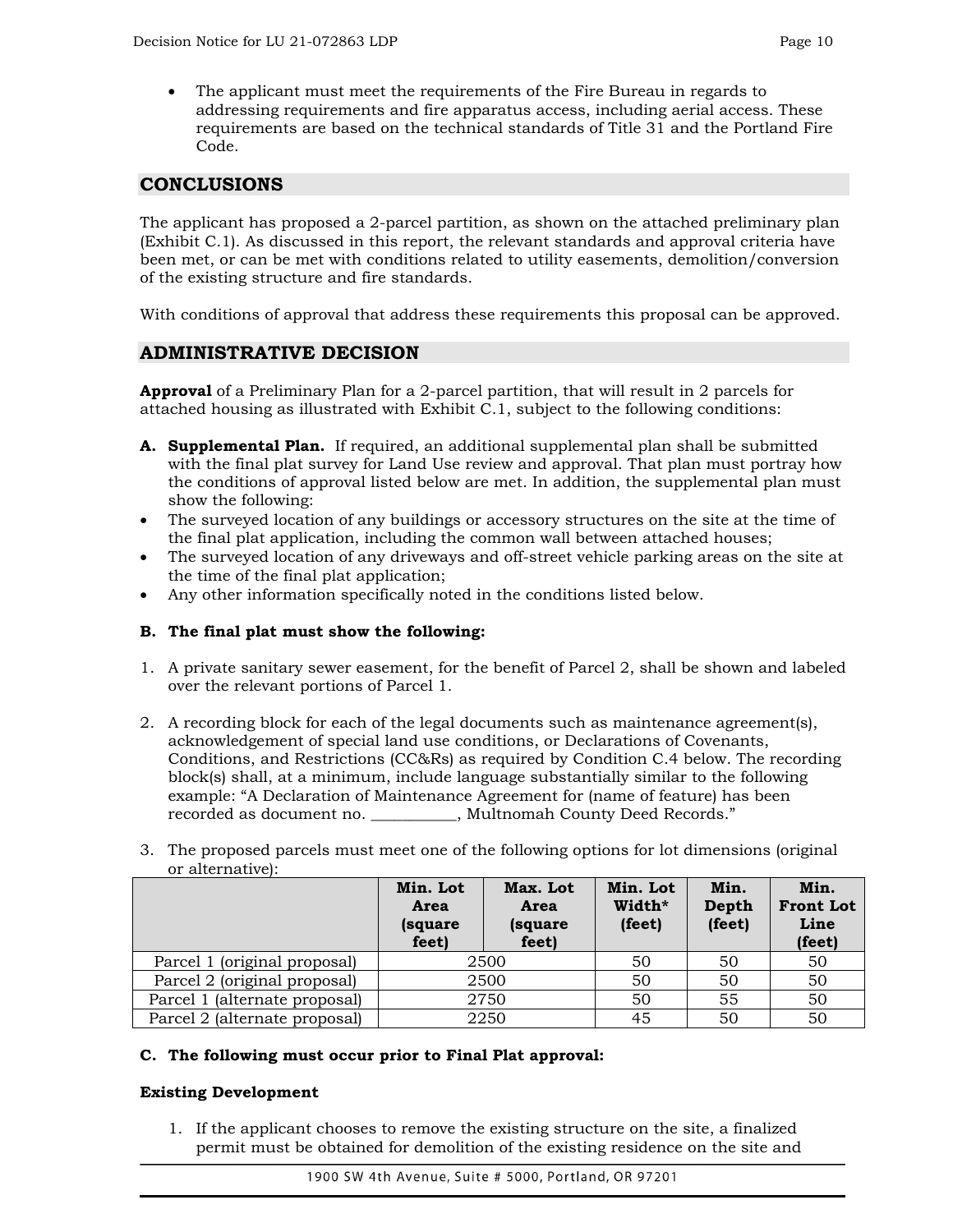- The applicant must meet the requirements of the Fire Bureau in regards to addressing requirements and fire apparatus access, including aerial access. These requirements are based on the technical standards of Title 31 and the Portland Fire Code.

## CONCLUSIONS

The applicant has proposed a 2-parcel partition, as shown on the attached preliminary plan (Exhibit C.1). As discussed in this report, the relevant standards and approval criteria have been met, or can be met with conditions related to utility easements, demolition/conversion of the existing structure and fire standards.

With conditions of approval that address these requirements this proposal can be approved.

## ADMINISTRATIVE DECISION

**Approval** of a Preliminary Plan for a 2-parcel partition, that will result in 2 parcels for attached housing as illustrated with Exhibit C.1, subject to the following conditions:

**A. Supplemental Plan.** If required, an additional supplemental plan shall be submitted with the final plat survey for Land Use review and approval. That plan must portray how the conditions of approval listed below are met. In addition, the supplemental plan must show the following:

- The surveyed location of any buildings or accessory structures on the site at the time of the final plat application, including the common wall between attached houses;
- The surveyed location of any driveways and off-street vehicle parking areas on the site at the time of the final plat application;
- Any other information specifically noted in the conditions listed below.

**B. The final plat must show the following:**

1. A private sanitary sewer easement, for the benefit of Parcel 2, shall be shown and labeled over the relevant portions of Parcel 1.

2. A recording block for each of the legal documents such as maintenance agreement(s), acknowledgement of special land use conditions, or Declarations of Covenants, Conditions, and Restrictions (CC&Rs) as required by Condition C.4 below. The recording block(s) shall, at a minimum, include language substantially similar to the following example: "A Declaration of Maintenance Agreement for (name of feature) has been recorded as document no. ___________, Multnomah County Deed Records."

3. The proposed parcels must meet one of the following options for lot dimensions (original or alternative):

| | Min. Lot Area (square feet) | Max. Lot Area (square feet) | Min. Lot Width* (feet) | Min. Depth (feet) | Min. Front Lot Line (feet) |
|---|---|---|---|---|---|
| Parcel 1 (original proposal) | 2500 | | 50 | 50 | 50 |
| Parcel 2 (original proposal) | 2500 | | 50 | 50 | 50 |
| Parcel 1 (alternate proposal) | 2750 | | 50 | 55 | 50 |
| Parcel 2 (alternate proposal) | 2250 | | 45 | 50 | 50 |

**C. The following must occur prior to Final Plat approval:**

**Existing Development**

1. If the applicant chooses to remove the existing structure on the site, a finalized permit must be obtained for demolition of the existing residence on the site and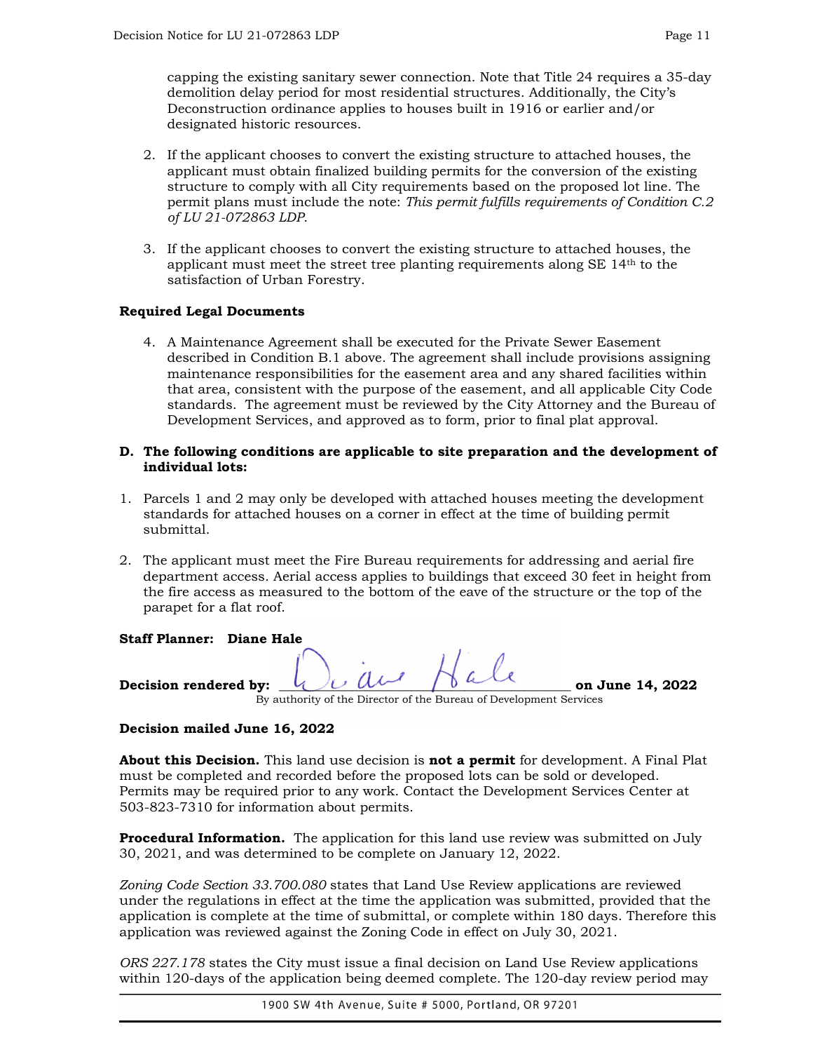capping the existing sanitary sewer connection. Note that Title 24 requires a 35-day demolition delay period for most residential structures. Additionally, the City's Deconstruction ordinance applies to houses built in 1916 or earlier and/or designated historic resources.

2. If the applicant chooses to convert the existing structure to attached houses, the applicant must obtain finalized building permits for the conversion of the existing structure to comply with all City requirements based on the proposed lot line. The permit plans must include the note: *This permit fulfills requirements of Condition C.2 of LU 21-072863 LDP*.

3. If the applicant chooses to convert the existing structure to attached houses, the applicant must meet the street tree planting requirements along SE 14th to the satisfaction of Urban Forestry.

**Required Legal Documents**

4. A Maintenance Agreement shall be executed for the Private Sewer Easement described in Condition B.1 above. The agreement shall include provisions assigning maintenance responsibilities for the easement area and any shared facilities within that area, consistent with the purpose of the easement, and all applicable City Code standards. The agreement must be reviewed by the City Attorney and the Bureau of Development Services, and approved as to form, prior to final plat approval.

**D. The following conditions are applicable to site preparation and the development of individual lots:**

1. Parcels 1 and 2 may only be developed with attached houses meeting the development standards for attached houses on a corner in effect at the time of building permit submittal.

2. The applicant must meet the Fire Bureau requirements for addressing and aerial fire department access. Aerial access applies to buildings that exceed 30 feet in height from the fire access as measured to the bottom of the eave of the structure or the top of the parapet for a flat roof.

**Staff Planner: Diane Hale**

**Decision rendered by:** Diane Hale **on June 14, 2022**
By authority of the Director of the Bureau of Development Services

**Decision mailed June 16, 2022**

**About this Decision.** This land use decision is **not a permit** for development. A Final Plat must be completed and recorded before the proposed lots can be sold or developed. Permits may be required prior to any work. Contact the Development Services Center at 503-823-7310 for information about permits.

**Procedural Information.** The application for this land use review was submitted on July 30, 2021, and was determined to be complete on January 12, 2022.

*Zoning Code Section 33.700.080* states that Land Use Review applications are reviewed under the regulations in effect at the time the application was submitted, provided that the application is complete at the time of submittal, or complete within 180 days. Therefore this application was reviewed against the Zoning Code in effect on July 30, 2021.

*ORS 227.178* states the City must issue a final decision on Land Use Review applications within 120-days of the application being deemed complete. The 120-day review period may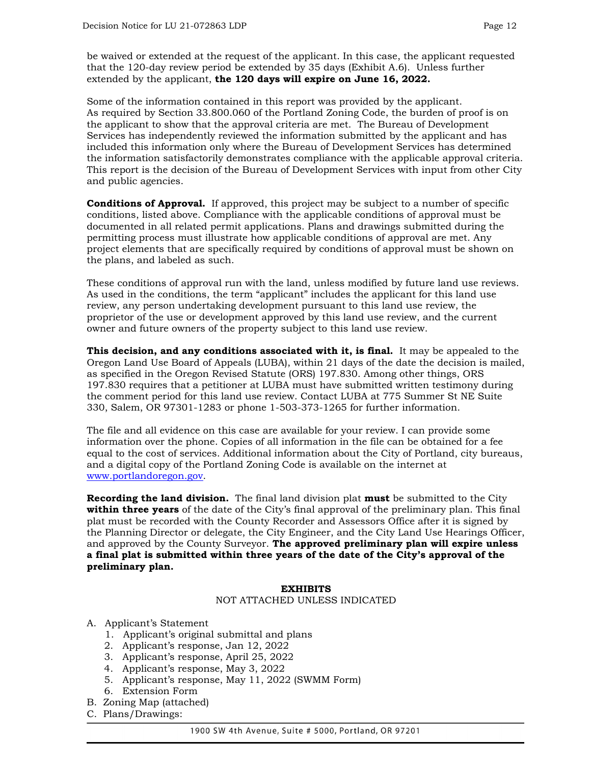be waived or extended at the request of the applicant. In this case, the applicant requested that the 120-day review period be extended by 35 days (Exhibit A.6). Unless further extended by the applicant, **the 120 days will expire on June 16, 2022.**

Some of the information contained in this report was provided by the applicant. As required by Section 33.800.060 of the Portland Zoning Code, the burden of proof is on the applicant to show that the approval criteria are met. The Bureau of Development Services has independently reviewed the information submitted by the applicant and has included this information only where the Bureau of Development Services has determined the information satisfactorily demonstrates compliance with the applicable approval criteria. This report is the decision of the Bureau of Development Services with input from other City and public agencies.

**Conditions of Approval.** If approved, this project may be subject to a number of specific conditions, listed above. Compliance with the applicable conditions of approval must be documented in all related permit applications. Plans and drawings submitted during the permitting process must illustrate how applicable conditions of approval are met. Any project elements that are specifically required by conditions of approval must be shown on the plans, and labeled as such.

These conditions of approval run with the land, unless modified by future land use reviews. As used in the conditions, the term "applicant" includes the applicant for this land use review, any person undertaking development pursuant to this land use review, the proprietor of the use or development approved by this land use review, and the current owner and future owners of the property subject to this land use review.

**This decision, and any conditions associated with it, is final.** It may be appealed to the Oregon Land Use Board of Appeals (LUBA), within 21 days of the date the decision is mailed, as specified in the Oregon Revised Statute (ORS) 197.830. Among other things, ORS 197.830 requires that a petitioner at LUBA must have submitted written testimony during the comment period for this land use review. Contact LUBA at 775 Summer St NE Suite 330, Salem, OR 97301-1283 or phone 1-503-373-1265 for further information.

The file and all evidence on this case are available for your review. I can provide some information over the phone. Copies of all information in the file can be obtained for a fee equal to the cost of services. Additional information about the City of Portland, city bureaus, and a digital copy of the Portland Zoning Code is available on the internet at www.portlandoregon.gov.

**Recording the land division.** The final land division plat **must** be submitted to the City **within three years** of the date of the City's final approval of the preliminary plan. This final plat must be recorded with the County Recorder and Assessors Office after it is signed by the Planning Director or delegate, the City Engineer, and the City Land Use Hearings Officer, and approved by the County Surveyor. **The approved preliminary plan will expire unless a final plat is submitted within three years of the date of the City's approval of the preliminary plan.**

**EXHIBITS**

NOT ATTACHED UNLESS INDICATED

A. Applicant's Statement
   1. Applicant's original submittal and plans
   2. Applicant's response, Jan 12, 2022
   3. Applicant's response, April 25, 2022
   4. Applicant's response, May 3, 2022
   5. Applicant's response, May 11, 2022 (SWMM Form)
   6. Extension Form
B. Zoning Map (attached)
C. Plans/Drawings: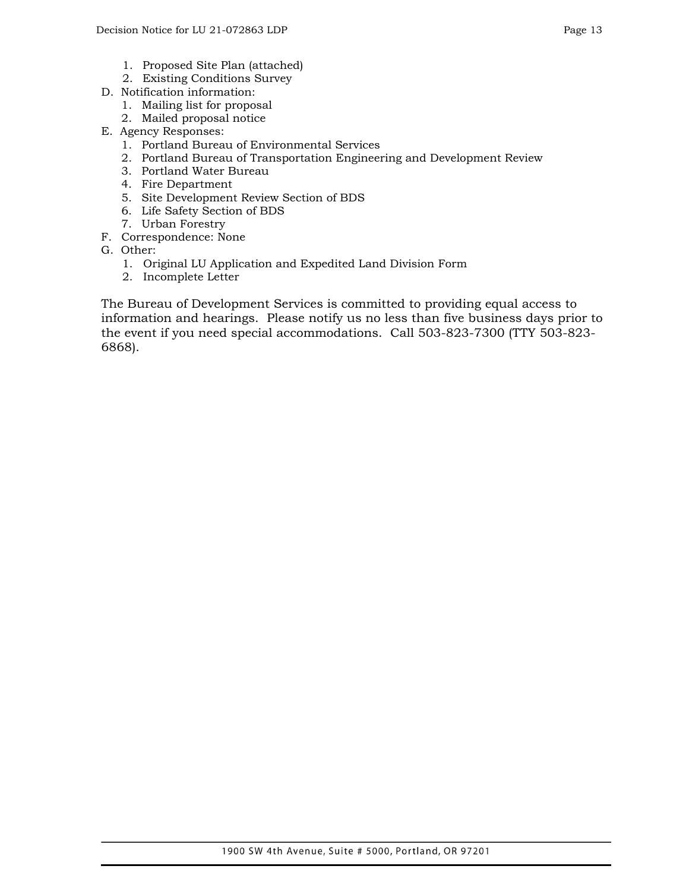1. Proposed Site Plan (attached)
   2. Existing Conditions Survey

D. Notification information:
   1. Mailing list for proposal
   2. Mailed proposal notice

E. Agency Responses:
   1. Portland Bureau of Environmental Services
   2. Portland Bureau of Transportation Engineering and Development Review
   3. Portland Water Bureau
   4. Fire Department
   5. Site Development Review Section of BDS
   6. Life Safety Section of BDS
   7. Urban Forestry

F. Correspondence: None

G. Other:
   1. Original LU Application and Expedited Land Division Form
   2. Incomplete Letter

The Bureau of Development Services is committed to providing equal access to information and hearings. Please notify us no less than five business days prior to the event if you need special accommodations. Call 503-823-7300 (TTY 503-823-6868).